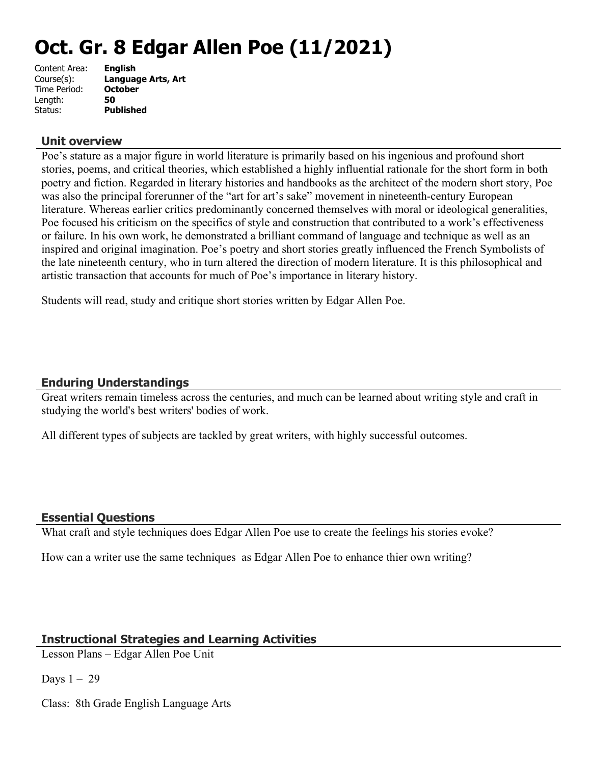# Oct. Gr. 8 Edgar Allen Poe (11/2021)

Content Area: **English**
Course(s): **Language Arts, Art**
Time Period: **October**
Length: **50**
Status: **Published**

## Unit overview

Poe's stature as a major figure in world literature is primarily based on his ingenious and profound short stories, poems, and critical theories, which established a highly influential rationale for the short form in both poetry and fiction. Regarded in literary histories and handbooks as the architect of the modern short story, Poe was also the principal forerunner of the "art for art's sake" movement in nineteenth-century European literature. Whereas earlier critics predominantly concerned themselves with moral or ideological generalities, Poe focused his criticism on the specifics of style and construction that contributed to a work's effectiveness or failure. In his own work, he demonstrated a brilliant command of language and technique as well as an inspired and original imagination. Poe's poetry and short stories greatly influenced the French Symbolists of the late nineteenth century, who in turn altered the direction of modern literature. It is this philosophical and artistic transaction that accounts for much of Poe's importance in literary history.

Students will read, study and critique short stories written by Edgar Allen Poe.

## Enduring Understandings

Great writers remain timeless across the centuries, and much can be learned about writing style and craft in studying the world's best writers' bodies of work.

All different types of subjects are tackled by great writers, with highly successful outcomes.

## Essential Questions

What craft and style techniques does Edgar Allen Poe use to create the feelings his stories evoke?

How can a writer use the same techniques as Edgar Allen Poe to enhance thier own writing?

## Instructional Strategies and Learning Activities

Lesson Plans – Edgar Allen Poe Unit

Days 1 – 29

Class: 8th Grade English Language Arts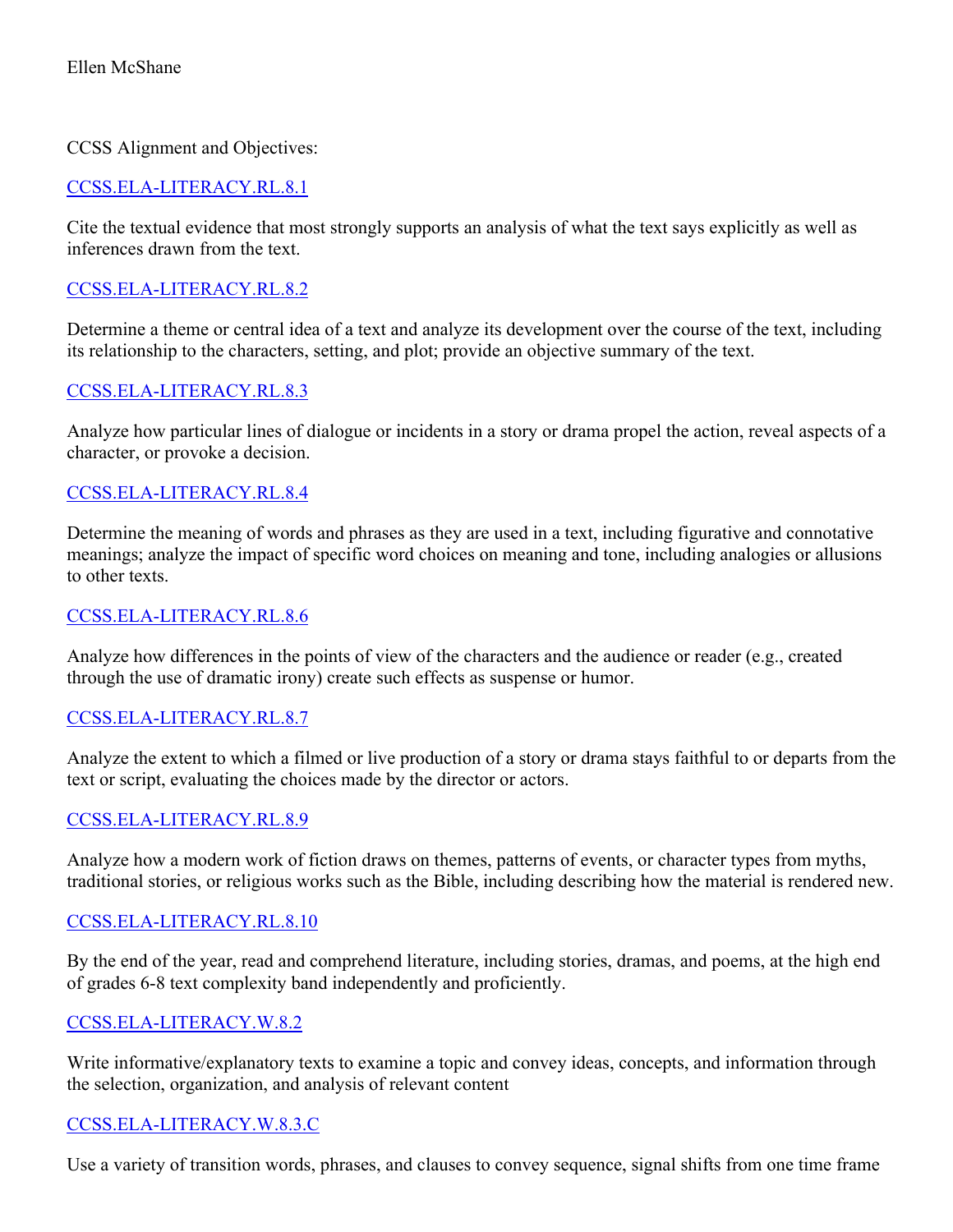Ellen McShane

CCSS Alignment and Objectives:

[CCSS.ELA-LITERACY.RL.8.1](CCSS.ELA-LITERACY.RL.8.1)

Cite the textual evidence that most strongly supports an analysis of what the text says explicitly as well as inferences drawn from the text.

CCSS.ELA-LITERACY.RL.8.2

Determine a theme or central idea of a text and analyze its development over the course of the text, including its relationship to the characters, setting, and plot; provide an objective summary of the text.

CCSS.ELA-LITERACY.RL.8.3

Analyze how particular lines of dialogue or incidents in a story or drama propel the action, reveal aspects of a character, or provoke a decision.

CCSS.ELA-LITERACY.RL.8.4

Determine the meaning of words and phrases as they are used in a text, including figurative and connotative meanings; analyze the impact of specific word choices on meaning and tone, including analogies or allusions to other texts.

CCSS.ELA-LITERACY.RL.8.6

Analyze how differences in the points of view of the characters and the audience or reader (e.g., created through the use of dramatic irony) create such effects as suspense or humor.

CCSS.ELA-LITERACY.RL.8.7

Analyze the extent to which a filmed or live production of a story or drama stays faithful to or departs from the text or script, evaluating the choices made by the director or actors.

CCSS.ELA-LITERACY.RL.8.9

Analyze how a modern work of fiction draws on themes, patterns of events, or character types from myths, traditional stories, or religious works such as the Bible, including describing how the material is rendered new.

CCSS.ELA-LITERACY.RL.8.10

By the end of the year, read and comprehend literature, including stories, dramas, and poems, at the high end of grades 6-8 text complexity band independently and proficiently.

CCSS.ELA-LITERACY.W.8.2

Write informative/explanatory texts to examine a topic and convey ideas, concepts, and information through the selection, organization, and analysis of relevant content

CCSS.ELA-LITERACY.W.8.3.C

Use a variety of transition words, phrases, and clauses to convey sequence, signal shifts from one time frame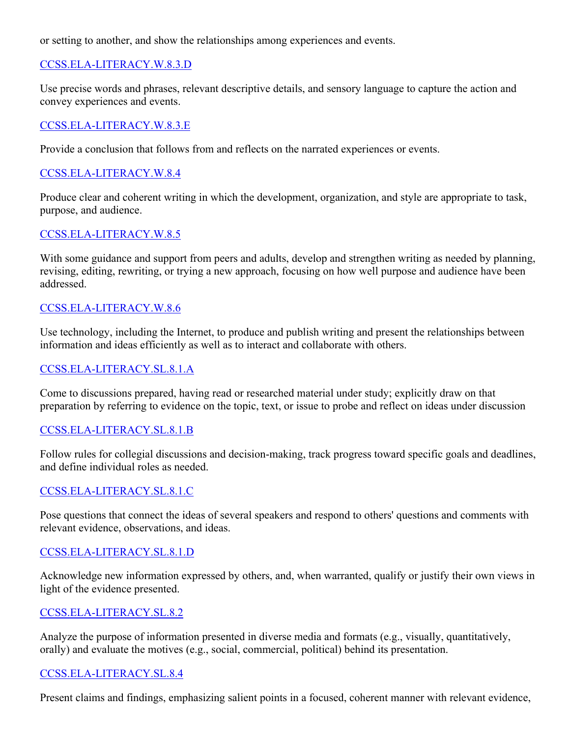or setting to another, and show the relationships among experiences and events.

CCSS.ELA-LITERACY.W.8.3.D

Use precise words and phrases, relevant descriptive details, and sensory language to capture the action and convey experiences and events.

CCSS.ELA-LITERACY.W.8.3.E

Provide a conclusion that follows from and reflects on the narrated experiences or events.

CCSS.ELA-LITERACY.W.8.4

Produce clear and coherent writing in which the development, organization, and style are appropriate to task, purpose, and audience.

CCSS.ELA-LITERACY.W.8.5

With some guidance and support from peers and adults, develop and strengthen writing as needed by planning, revising, editing, rewriting, or trying a new approach, focusing on how well purpose and audience have been addressed.

CCSS.ELA-LITERACY.W.8.6

Use technology, including the Internet, to produce and publish writing and present the relationships between information and ideas efficiently as well as to interact and collaborate with others.

CCSS.ELA-LITERACY.SL.8.1.A

Come to discussions prepared, having read or researched material under study; explicitly draw on that preparation by referring to evidence on the topic, text, or issue to probe and reflect on ideas under discussion

CCSS.ELA-LITERACY.SL.8.1.B

Follow rules for collegial discussions and decision-making, track progress toward specific goals and deadlines, and define individual roles as needed.

CCSS.ELA-LITERACY.SL.8.1.C

Pose questions that connect the ideas of several speakers and respond to others' questions and comments with relevant evidence, observations, and ideas.

CCSS.ELA-LITERACY.SL.8.1.D

Acknowledge new information expressed by others, and, when warranted, qualify or justify their own views in light of the evidence presented.

CCSS.ELA-LITERACY.SL.8.2

Analyze the purpose of information presented in diverse media and formats (e.g., visually, quantitatively, orally) and evaluate the motives (e.g., social, commercial, political) behind its presentation.

CCSS.ELA-LITERACY.SL.8.4

Present claims and findings, emphasizing salient points in a focused, coherent manner with relevant evidence,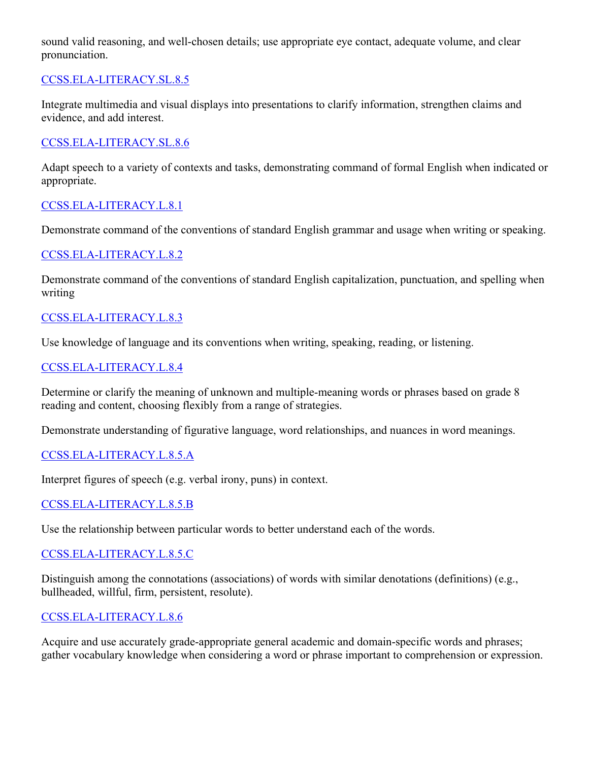sound valid reasoning, and well-chosen details; use appropriate eye contact, adequate volume, and clear pronunciation.

CCSS.ELA-LITERACY.SL.8.5

Integrate multimedia and visual displays into presentations to clarify information, strengthen claims and evidence, and add interest.

CCSS.ELA-LITERACY.SL.8.6

Adapt speech to a variety of contexts and tasks, demonstrating command of formal English when indicated or appropriate.

CCSS.ELA-LITERACY.L.8.1

Demonstrate command of the conventions of standard English grammar and usage when writing or speaking.

CCSS.ELA-LITERACY.L.8.2

Demonstrate command of the conventions of standard English capitalization, punctuation, and spelling when writing

CCSS.ELA-LITERACY.L.8.3

Use knowledge of language and its conventions when writing, speaking, reading, or listening.

CCSS.ELA-LITERACY.L.8.4

Determine or clarify the meaning of unknown and multiple-meaning words or phrases based on grade 8 reading and content, choosing flexibly from a range of strategies.

Demonstrate understanding of figurative language, word relationships, and nuances in word meanings.

CCSS.ELA-LITERACY.L.8.5.A

Interpret figures of speech (e.g. verbal irony, puns) in context.

CCSS.ELA-LITERACY.L.8.5.B

Use the relationship between particular words to better understand each of the words.

CCSS.ELA-LITERACY.L.8.5.C

Distinguish among the connotations (associations) of words with similar denotations (definitions) (e.g., bullheaded, willful, firm, persistent, resolute).

CCSS.ELA-LITERACY.L.8.6

Acquire and use accurately grade-appropriate general academic and domain-specific words and phrases; gather vocabulary knowledge when considering a word or phrase important to comprehension or expression.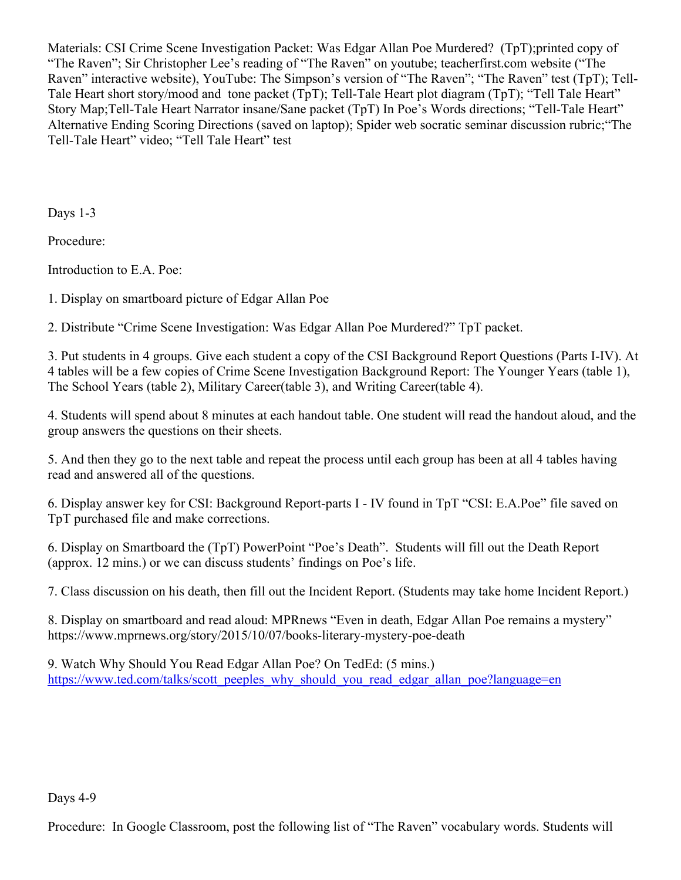Materials: CSI Crime Scene Investigation Packet: Was Edgar Allan Poe Murdered? (TpT);printed copy of "The Raven"; Sir Christopher Lee's reading of "The Raven" on youtube; teacherfirst.com website ("The Raven" interactive website), YouTube: The Simpson's version of "The Raven"; "The Raven" test (TpT); Tell-Tale Heart short story/mood and tone packet (TpT); Tell-Tale Heart plot diagram (TpT); "Tell Tale Heart" Story Map;Tell-Tale Heart Narrator insane/Sane packet (TpT) In Poe's Words directions; "Tell-Tale Heart" Alternative Ending Scoring Directions (saved on laptop); Spider web socratic seminar discussion rubric;"The Tell-Tale Heart" video; "Tell Tale Heart" test

Days 1-3

Procedure:

Introduction to E.A. Poe:

1. Display on smartboard picture of Edgar Allan Poe

2. Distribute "Crime Scene Investigation: Was Edgar Allan Poe Murdered?" TpT packet.

3. Put students in 4 groups. Give each student a copy of the CSI Background Report Questions (Parts I-IV). At 4 tables will be a few copies of Crime Scene Investigation Background Report: The Younger Years (table 1), The School Years (table 2), Military Career(table 3), and Writing Career(table 4).

4. Students will spend about 8 minutes at each handout table. One student will read the handout aloud, and the group answers the questions on their sheets.

5. And then they go to the next table and repeat the process until each group has been at all 4 tables having read and answered all of the questions.

6. Display answer key for CSI: Background Report-parts I - IV found in TpT "CSI: E.A.Poe" file saved on TpT purchased file and make corrections.

6. Display on Smartboard the (TpT) PowerPoint "Poe's Death". Students will fill out the Death Report (approx. 12 mins.) or we can discuss students' findings on Poe's life.

7. Class discussion on his death, then fill out the Incident Report. (Students may take home Incident Report.)

8. Display on smartboard and read aloud: MPRnews "Even in death, Edgar Allan Poe remains a mystery" https://www.mprnews.org/story/2015/10/07/books-literary-mystery-poe-death

9. Watch Why Should You Read Edgar Allan Poe? On TedEd: (5 mins.) https://www.ted.com/talks/scott_peeples_why_should_you_read_edgar_allan_poe?language=en

Days 4-9

Procedure: In Google Classroom, post the following list of "The Raven" vocabulary words. Students will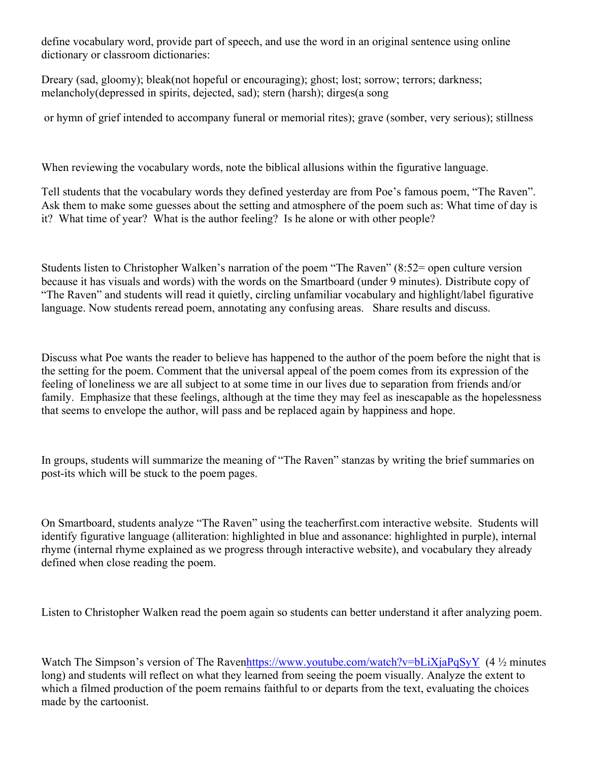define vocabulary word, provide part of speech, and use the word in an original sentence using online dictionary or classroom dictionaries:

Dreary (sad, gloomy); bleak(not hopeful or encouraging); ghost; lost; sorrow; terrors; darkness; melancholy(depressed in spirits, dejected, sad); stern (harsh); dirges(a song

or hymn of grief intended to accompany funeral or memorial rites); grave (somber, very serious); stillness

When reviewing the vocabulary words, note the biblical allusions within the figurative language.

Tell students that the vocabulary words they defined yesterday are from Poe's famous poem, "The Raven". Ask them to make some guesses about the setting and atmosphere of the poem such as: What time of day is it? What time of year? What is the author feeling? Is he alone or with other people?

Students listen to Christopher Walken's narration of the poem "The Raven" (8:52= open culture version because it has visuals and words) with the words on the Smartboard (under 9 minutes). Distribute copy of "The Raven" and students will read it quietly, circling unfamiliar vocabulary and highlight/label figurative language. Now students reread poem, annotating any confusing areas. Share results and discuss.

Discuss what Poe wants the reader to believe has happened to the author of the poem before the night that is the setting for the poem. Comment that the universal appeal of the poem comes from its expression of the feeling of loneliness we are all subject to at some time in our lives due to separation from friends and/or family. Emphasize that these feelings, although at the time they may feel as inescapable as the hopelessness that seems to envelope the author, will pass and be replaced again by happiness and hope.

In groups, students will summarize the meaning of "The Raven" stanzas by writing the brief summaries on post-its which will be stuck to the poem pages.

On Smartboard, students analyze "The Raven" using the teacherfirst.com interactive website. Students will identify figurative language (alliteration: highlighted in blue and assonance: highlighted in purple), internal rhyme (internal rhyme explained as we progress through interactive website), and vocabulary they already defined when close reading the poem.

Listen to Christopher Walken read the poem again so students can better understand it after analyzing poem.

Watch The Simpson's version of The Ravenhttps://www.youtube.com/watch?v=bLiXjaPqSyY (4 ½ minutes long) and students will reflect on what they learned from seeing the poem visually. Analyze the extent to which a filmed production of the poem remains faithful to or departs from the text, evaluating the choices made by the cartoonist.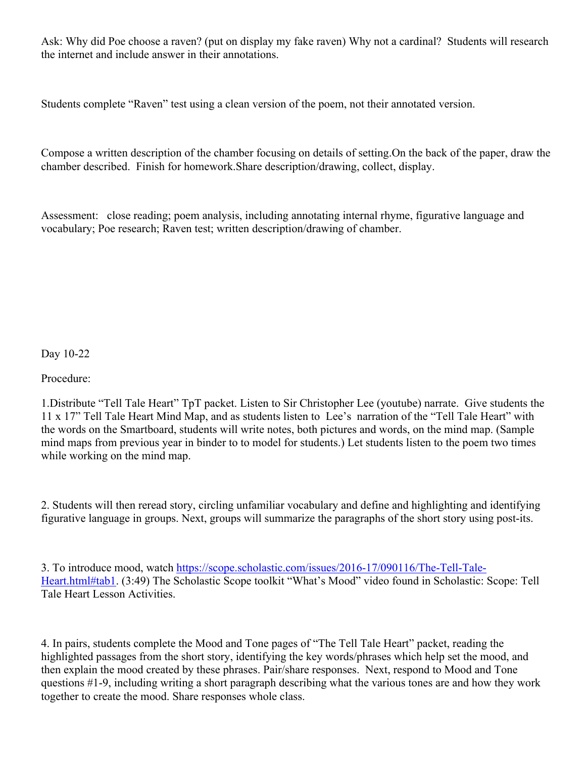Ask: Why did Poe choose a raven? (put on display my fake raven) Why not a cardinal? Students will research the internet and include answer in their annotations.

Students complete "Raven" test using a clean version of the poem, not their annotated version.

Compose a written description of the chamber focusing on details of setting.On the back of the paper, draw the chamber described. Finish for homework.Share description/drawing, collect, display.

Assessment: close reading; poem analysis, including annotating internal rhyme, figurative language and vocabulary; Poe research; Raven test; written description/drawing of chamber.

Day 10-22

Procedure:

1.Distribute "Tell Tale Heart" TpT packet. Listen to Sir Christopher Lee (youtube) narrate. Give students the 11 x 17" Tell Tale Heart Mind Map, and as students listen to Lee's narration of the "Tell Tale Heart" with the words on the Smartboard, students will write notes, both pictures and words, on the mind map. (Sample mind maps from previous year in binder to to model for students.) Let students listen to the poem two times while working on the mind map.

2. Students will then reread story, circling unfamiliar vocabulary and define and highlighting and identifying figurative language in groups. Next, groups will summarize the paragraphs of the short story using post-its.

3. To introduce mood, watch [https://scope.scholastic.com/issues/2016-17/090116/The-Tell-Tale-Heart.html#tab1](https://scope.scholastic.com/issues/2016-17/090116/The-Tell-Tale-Heart.html#tab1). (3:49) The Scholastic Scope toolkit "What's Mood" video found in Scholastic: Scope: Tell Tale Heart Lesson Activities.

4. In pairs, students complete the Mood and Tone pages of "The Tell Tale Heart" packet, reading the highlighted passages from the short story, identifying the key words/phrases which help set the mood, and then explain the mood created by these phrases. Pair/share responses. Next, respond to Mood and Tone questions #1-9, including writing a short paragraph describing what the various tones are and how they work together to create the mood. Share responses whole class.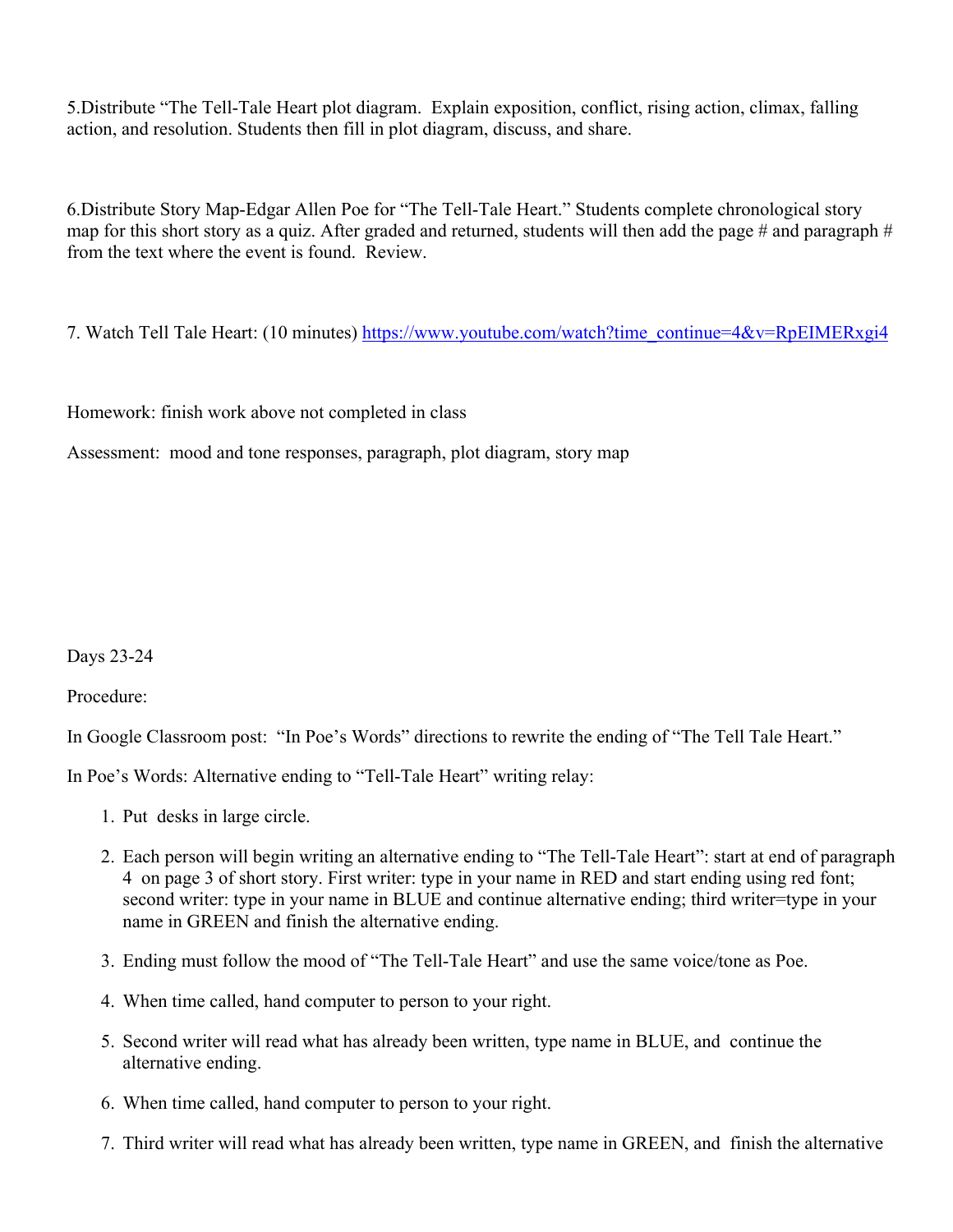5.Distribute “The Tell-Tale Heart plot diagram. Explain exposition, conflict, rising action, climax, falling action, and resolution. Students then fill in plot diagram, discuss, and share.

6.Distribute Story Map-Edgar Allen Poe for “The Tell-Tale Heart.” Students complete chronological story map for this short story as a quiz. After graded and returned, students will then add the page # and paragraph # from the text where the event is found. Review.

7. Watch Tell Tale Heart: (10 minutes) [https://www.youtube.com/watch?time_continue=4&v=RpEIMERxgi4](https://www.youtube.com/watch?time_continue=4&v=RpEIMERxgi4)

Homework: finish work above not completed in class

Assessment: mood and tone responses, paragraph, plot diagram, story map

Days 23-24

Procedure:

In Google Classroom post: “In Poe’s Words” directions to rewrite the ending of “The Tell Tale Heart.”

In Poe’s Words: Alternative ending to “Tell-Tale Heart” writing relay:

1. Put desks in large circle.
2. Each person will begin writing an alternative ending to “The Tell-Tale Heart”: start at end of paragraph 4 on page 3 of short story. First writer: type in your name in RED and start ending using red font; second writer: type in your name in BLUE and continue alternative ending; third writer=type in your name in GREEN and finish the alternative ending.
3. Ending must follow the mood of “The Tell-Tale Heart” and use the same voice/tone as Poe.
4. When time called, hand computer to person to your right.
5. Second writer will read what has already been written, type name in BLUE, and continue the alternative ending.
6. When time called, hand computer to person to your right.
7. Third writer will read what has already been written, type name in GREEN, and finish the alternative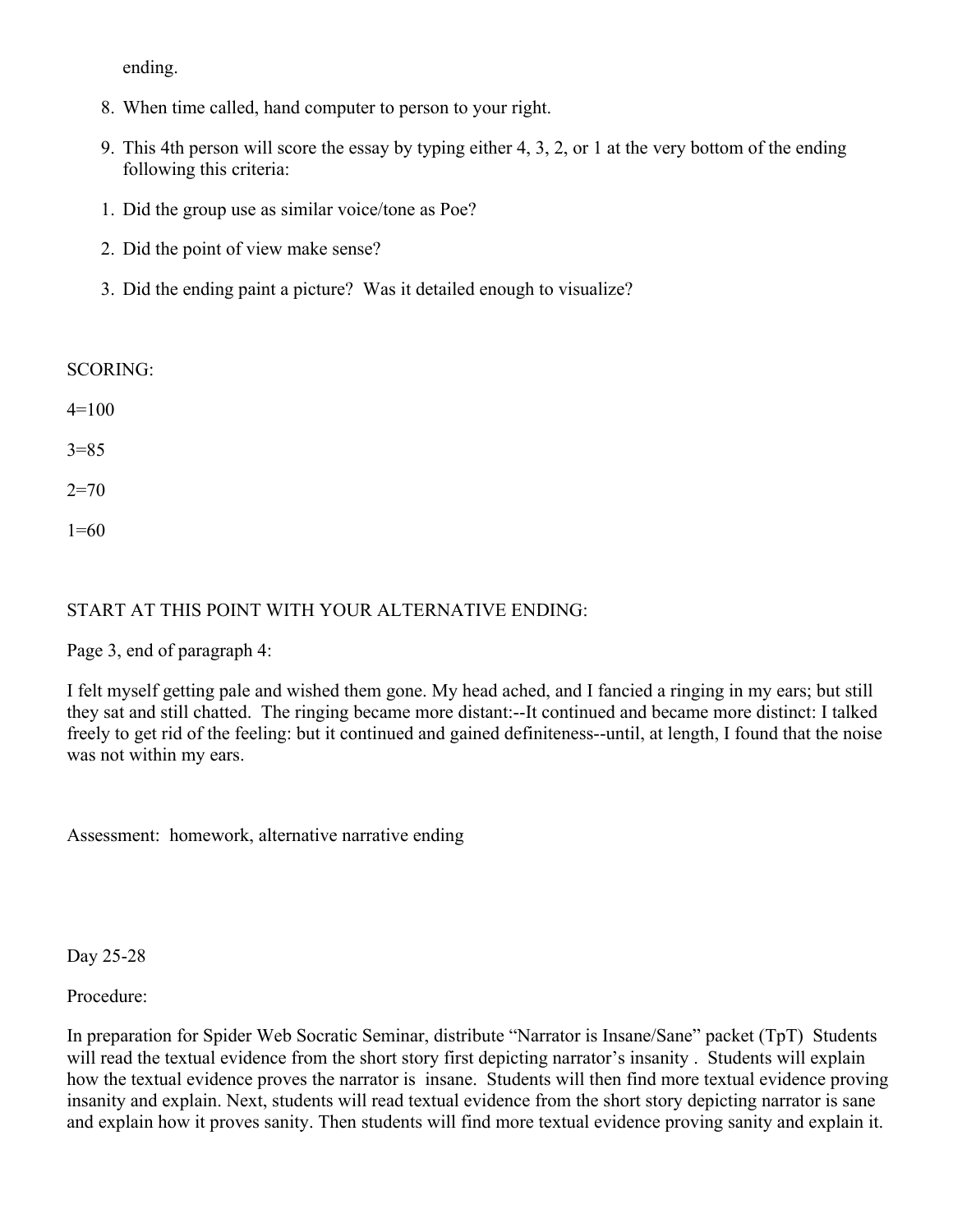ending.

8. When time called, hand computer to person to your right.
9. This 4th person will score the essay by typing either 4, 3, 2, or 1 at the very bottom of the ending following this criteria:

1. Did the group use as similar voice/tone as Poe?
2. Did the point of view make sense?
3. Did the ending paint a picture? Was it detailed enough to visualize?

SCORING:

4=100

3=85

2=70

1=60

START AT THIS POINT WITH YOUR ALTERNATIVE ENDING:

Page 3, end of paragraph 4:

I felt myself getting pale and wished them gone. My head ached, and I fancied a ringing in my ears; but still they sat and still chatted. The ringing became more distant:--It continued and became more distinct: I talked freely to get rid of the feeling: but it continued and gained definiteness--until, at length, I found that the noise was not within my ears.

Assessment: homework, alternative narrative ending

Day 25-28

Procedure:

In preparation for Spider Web Socratic Seminar, distribute "Narrator is Insane/Sane" packet (TpT) Students will read the textual evidence from the short story first depicting narrator's insanity . Students will explain how the textual evidence proves the narrator is insane. Students will then find more textual evidence proving insanity and explain. Next, students will read textual evidence from the short story depicting narrator is sane and explain how it proves sanity. Then students will find more textual evidence proving sanity and explain it.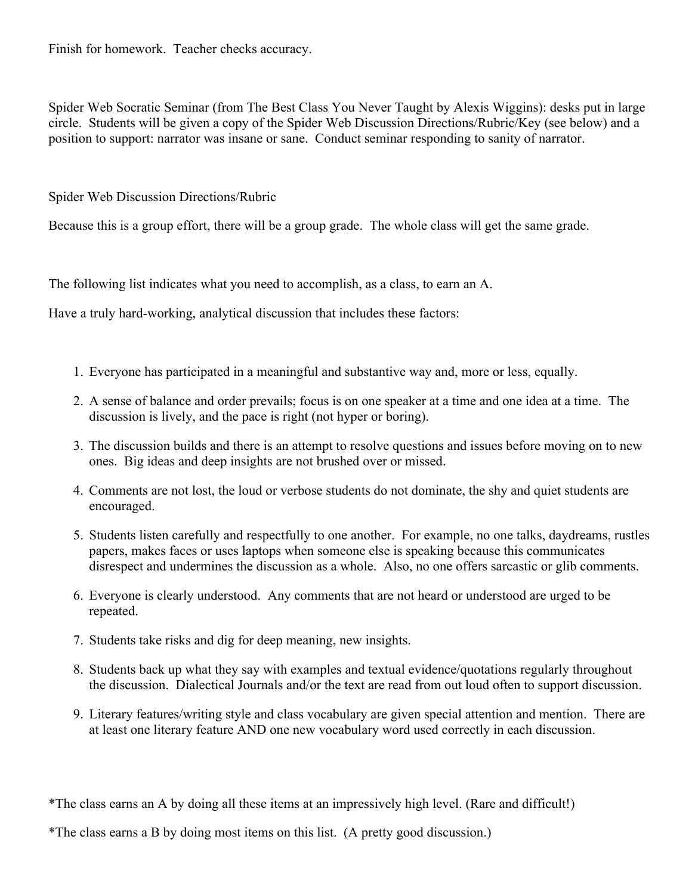Finish for homework. Teacher checks accuracy.

Spider Web Socratic Seminar (from The Best Class You Never Taught by Alexis Wiggins): desks put in large circle. Students will be given a copy of the Spider Web Discussion Directions/Rubric/Key (see below) and a position to support: narrator was insane or sane. Conduct seminar responding to sanity of narrator.

Spider Web Discussion Directions/Rubric

Because this is a group effort, there will be a group grade. The whole class will get the same grade.

The following list indicates what you need to accomplish, as a class, to earn an A.

Have a truly hard-working, analytical discussion that includes these factors:

1. Everyone has participated in a meaningful and substantive way and, more or less, equally.
2. A sense of balance and order prevails; focus is on one speaker at a time and one idea at a time. The discussion is lively, and the pace is right (not hyper or boring).
3. The discussion builds and there is an attempt to resolve questions and issues before moving on to new ones. Big ideas and deep insights are not brushed over or missed.
4. Comments are not lost, the loud or verbose students do not dominate, the shy and quiet students are encouraged.
5. Students listen carefully and respectfully to one another. For example, no one talks, daydreams, rustles papers, makes faces or uses laptops when someone else is speaking because this communicates disrespect and undermines the discussion as a whole. Also, no one offers sarcastic or glib comments.
6. Everyone is clearly understood. Any comments that are not heard or understood are urged to be repeated.
7. Students take risks and dig for deep meaning, new insights.
8. Students back up what they say with examples and textual evidence/quotations regularly throughout the discussion. Dialectical Journals and/or the text are read from out loud often to support discussion.
9. Literary features/writing style and class vocabulary are given special attention and mention. There are at least one literary feature AND one new vocabulary word used correctly in each discussion.

*The class earns an A by doing all these items at an impressively high level. (Rare and difficult!)

*The class earns a B by doing most items on this list. (A pretty good discussion.)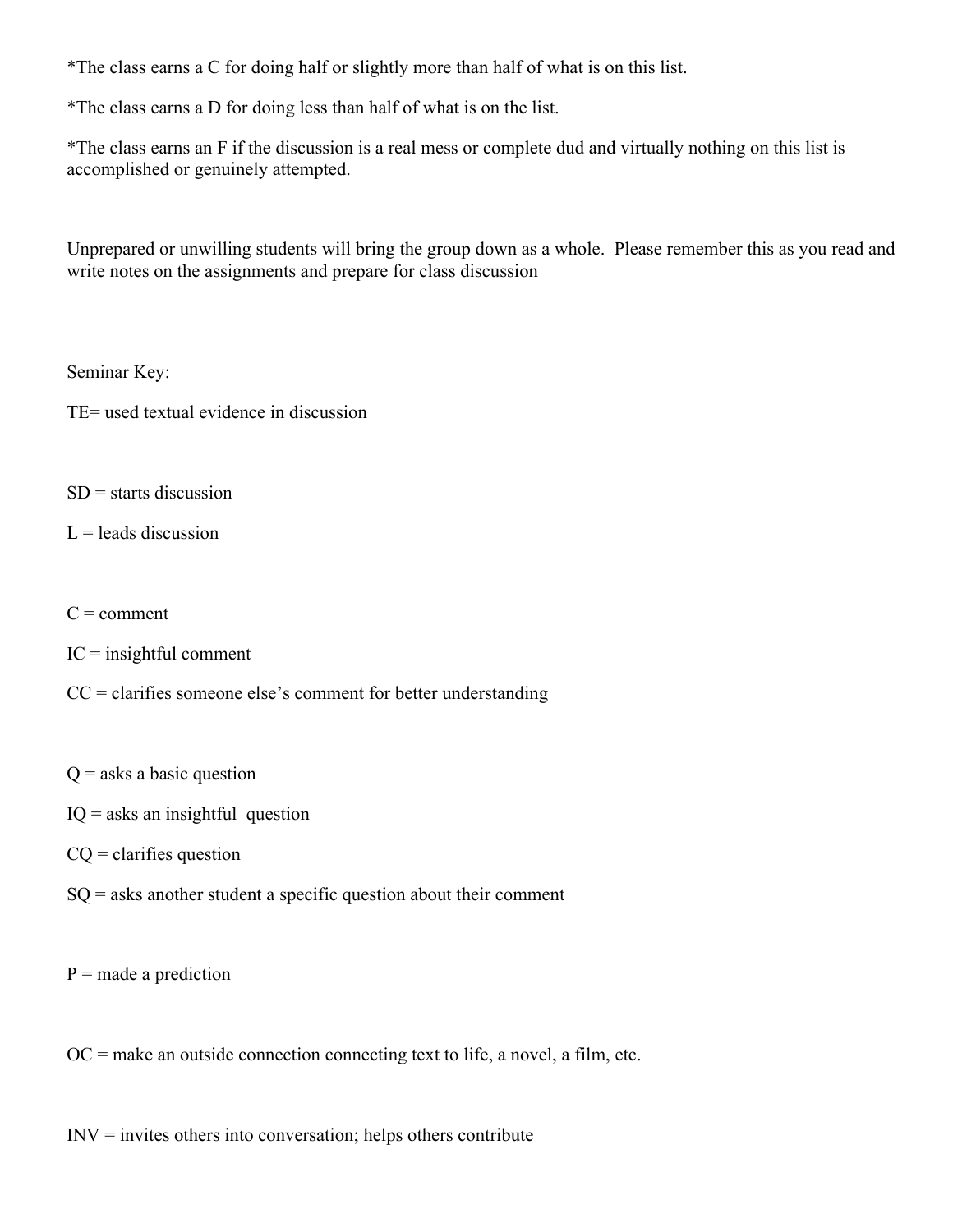*The class earns a C for doing half or slightly more than half of what is on this list.

*The class earns a D for doing less than half of what is on the list.

*The class earns an F if the discussion is a real mess or complete dud and virtually nothing on this list is accomplished or genuinely attempted.

Unprepared or unwilling students will bring the group down as a whole. Please remember this as you read and write notes on the assignments and prepare for class discussion

Seminar Key:

TE= used textual evidence in discussion

SD = starts discussion

L = leads discussion

C = comment

IC = insightful comment

CC = clarifies someone else's comment for better understanding

Q = asks a basic question

IQ = asks an insightful question

CQ = clarifies question

SQ = asks another student a specific question about their comment

P = made a prediction

OC = make an outside connection connecting text to life, a novel, a film, etc.

INV = invites others into conversation; helps others contribute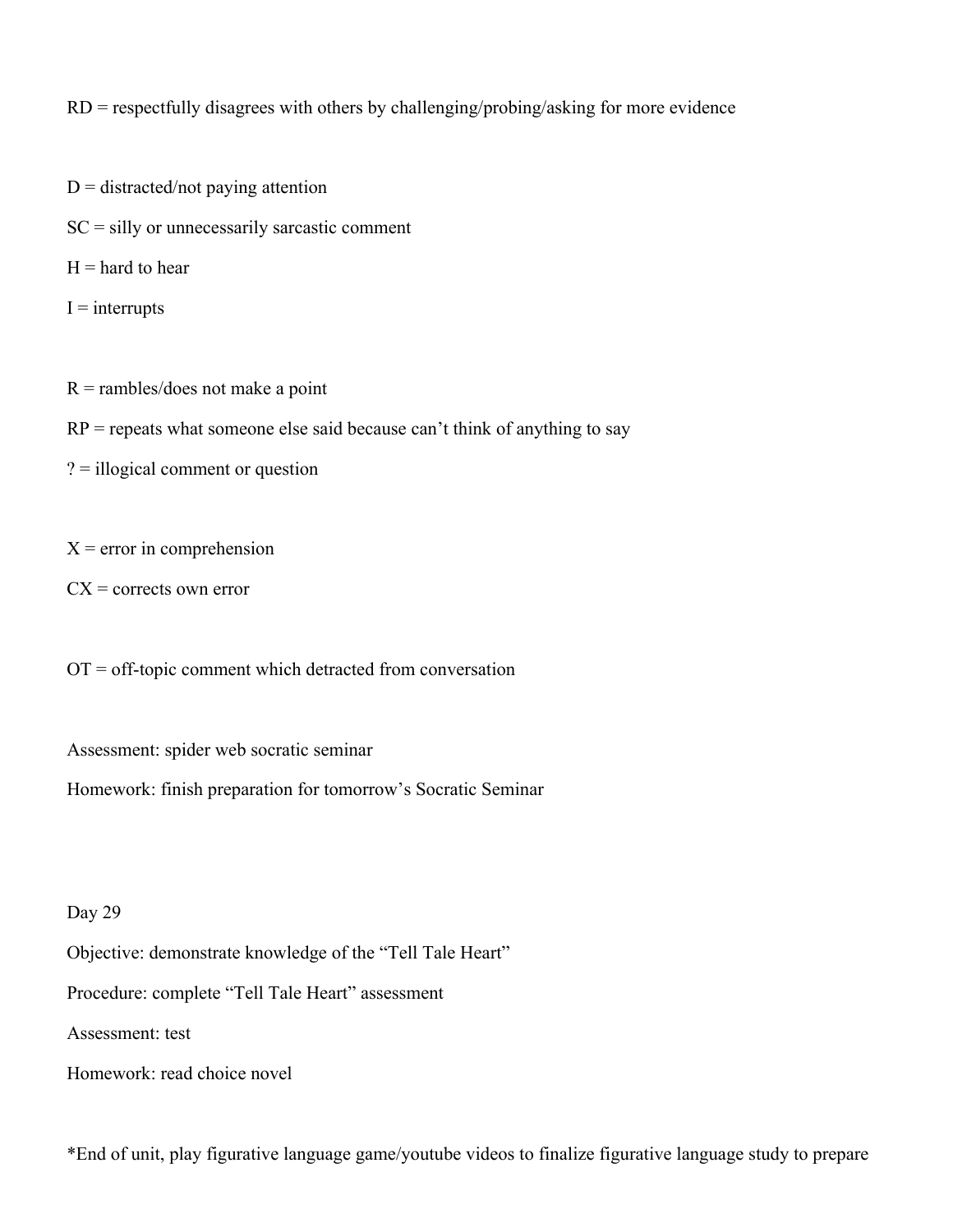RD = respectfully disagrees with others by challenging/probing/asking for more evidence

D = distracted/not paying attention

SC = silly or unnecessarily sarcastic comment

H = hard to hear

I = interrupts

R = rambles/does not make a point

RP = repeats what someone else said because can't think of anything to say

? = illogical comment or question

X = error in comprehension

CX = corrects own error

OT = off-topic comment which detracted from conversation

Assessment: spider web socratic seminar

Homework: finish preparation for tomorrow's Socratic Seminar

Day 29

Objective: demonstrate knowledge of the "Tell Tale Heart"

Procedure: complete "Tell Tale Heart" assessment

Assessment: test

Homework: read choice novel

*End of unit, play figurative language game/youtube videos to finalize figurative language study to prepare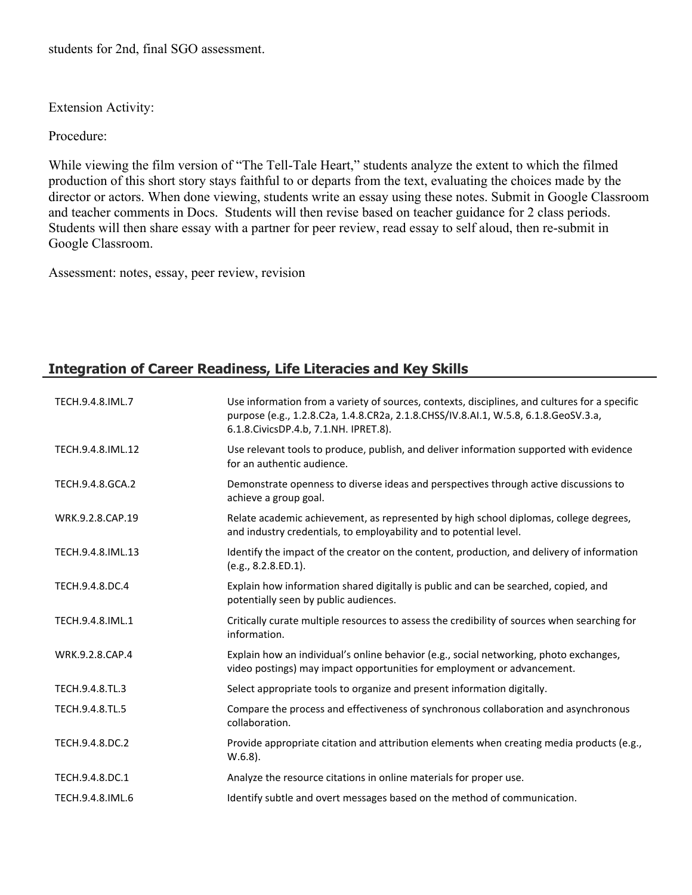students for 2nd, final SGO assessment.

Extension Activity:

Procedure:

While viewing the film version of "The Tell-Tale Heart," students analyze the extent to which the filmed production of this short story stays faithful to or departs from the text, evaluating the choices made by the director or actors. When done viewing, students write an essay using these notes. Submit in Google Classroom and teacher comments in Docs. Students will then revise based on teacher guidance for 2 class periods. Students will then share essay with a partner for peer review, read essay to self aloud, then re-submit in Google Classroom.

Assessment: notes, essay, peer review, revision

## Integration of Career Readiness, Life Literacies and Key Skills

| | |
|---|---|
| TECH.9.4.8.IML.7 | Use information from a variety of sources, contexts, disciplines, and cultures for a specific purpose (e.g., 1.2.8.C2a, 1.4.8.CR2a, 2.1.8.CHSS/IV.8.AI.1, W.5.8, 6.1.8.GeoSV.3.a, 6.1.8.CivicsDP.4.b, 7.1.NH. IPRET.8). |
| TECH.9.4.8.IML.12 | Use relevant tools to produce, publish, and deliver information supported with evidence for an authentic audience. |
| TECH.9.4.8.GCA.2 | Demonstrate openness to diverse ideas and perspectives through active discussions to achieve a group goal. |
| WRK.9.2.8.CAP.19 | Relate academic achievement, as represented by high school diplomas, college degrees, and industry credentials, to employability and to potential level. |
| TECH.9.4.8.IML.13 | Identify the impact of the creator on the content, production, and delivery of information (e.g., 8.2.8.ED.1). |
| TECH.9.4.8.DC.4 | Explain how information shared digitally is public and can be searched, copied, and potentially seen by public audiences. |
| TECH.9.4.8.IML.1 | Critically curate multiple resources to assess the credibility of sources when searching for information. |
| WRK.9.2.8.CAP.4 | Explain how an individual's online behavior (e.g., social networking, photo exchanges, video postings) may impact opportunities for employment or advancement. |
| TECH.9.4.8.TL.3 | Select appropriate tools to organize and present information digitally. |
| TECH.9.4.8.TL.5 | Compare the process and effectiveness of synchronous collaboration and asynchronous collaboration. |
| TECH.9.4.8.DC.2 | Provide appropriate citation and attribution elements when creating media products (e.g., W.6.8). |
| TECH.9.4.8.DC.1 | Analyze the resource citations in online materials for proper use. |
| TECH.9.4.8.IML.6 | Identify subtle and overt messages based on the method of communication. |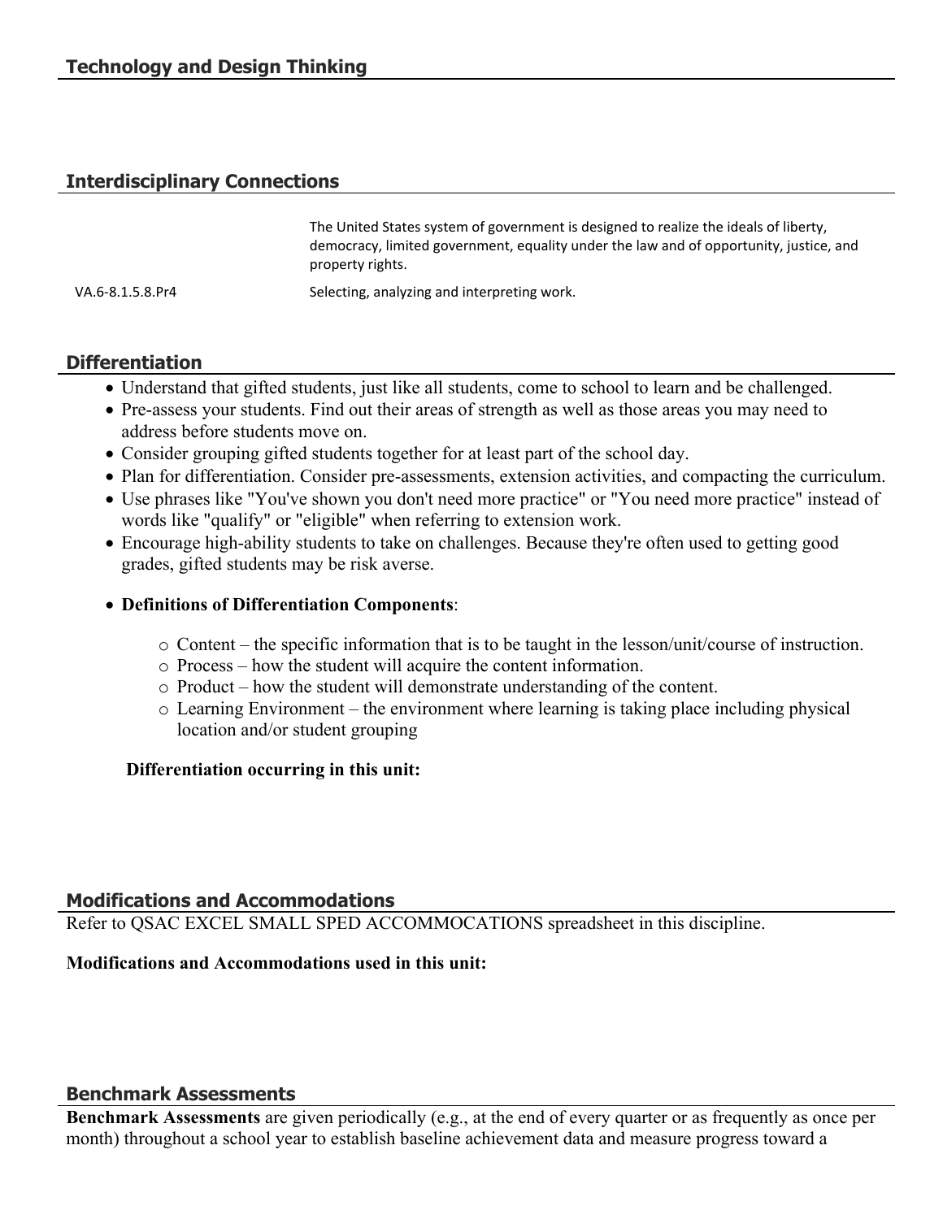## Technology and Design Thinking

## Interdisciplinary Connections

| | |
|---|---|
| | The United States system of government is designed to realize the ideals of liberty, democracy, limited government, equality under the law and of opportunity, justice, and property rights. |
| VA.6-8.1.5.8.Pr4 | Selecting, analyzing and interpreting work. |

## Differentiation

- Understand that gifted students, just like all students, come to school to learn and be challenged.
- Pre-assess your students. Find out their areas of strength as well as those areas you may need to address before students move on.
- Consider grouping gifted students together for at least part of the school day.
- Plan for differentiation. Consider pre-assessments, extension activities, and compacting the curriculum.
- Use phrases like "You've shown you don't need more practice" or "You need more practice" instead of words like "qualify" or "eligible" when referring to extension work.
- Encourage high-ability students to take on challenges. Because they're often used to getting good grades, gifted students may be risk averse.
- **Definitions of Differentiation Components**:
  - Content – the specific information that is to be taught in the lesson/unit/course of instruction.
  - Process – how the student will acquire the content information.
  - Product – how the student will demonstrate understanding of the content.
  - Learning Environment – the environment where learning is taking place including physical location and/or student grouping

**Differentiation occurring in this unit:**

## Modifications and Accommodations

Refer to QSAC EXCEL SMALL SPED ACCOMMOCATIONS spreadsheet in this discipline.

**Modifications and Accommodations used in this unit:**

## Benchmark Assessments

**Benchmark Assessments** are given periodically (e.g., at the end of every quarter or as frequently as once per month) throughout a school year to establish baseline achievement data and measure progress toward a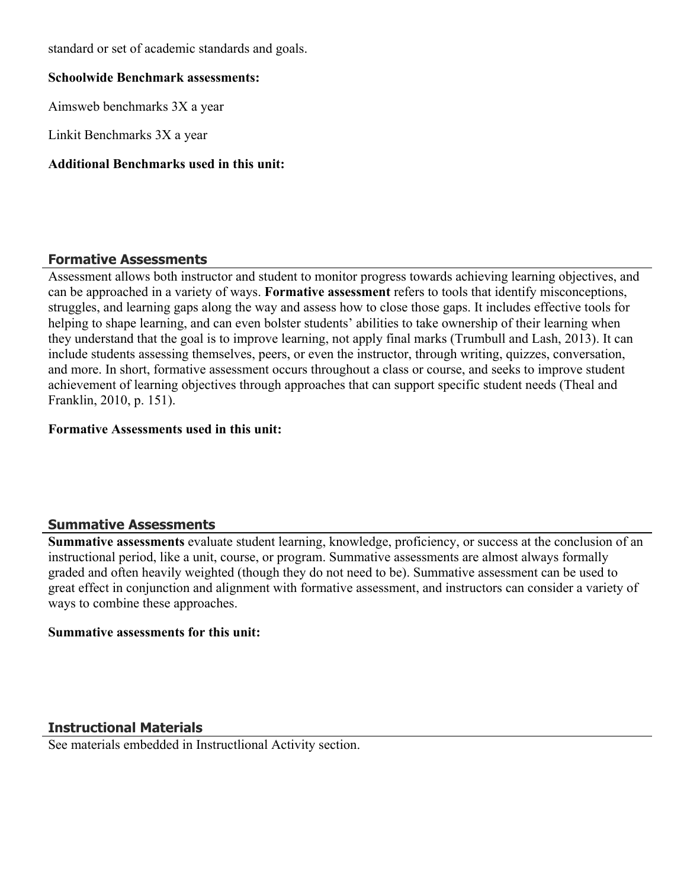standard or set of academic standards and goals.

**Schoolwide Benchmark assessments:**

Aimsweb benchmarks 3X a year

Linkit Benchmarks 3X a year

**Additional Benchmarks used in this unit:**

## Formative Assessments

Assessment allows both instructor and student to monitor progress towards achieving learning objectives, and can be approached in a variety of ways. **Formative assessment** refers to tools that identify misconceptions, struggles, and learning gaps along the way and assess how to close those gaps. It includes effective tools for helping to shape learning, and can even bolster students' abilities to take ownership of their learning when they understand that the goal is to improve learning, not apply final marks (Trumbull and Lash, 2013). It can include students assessing themselves, peers, or even the instructor, through writing, quizzes, conversation, and more. In short, formative assessment occurs throughout a class or course, and seeks to improve student achievement of learning objectives through approaches that can support specific student needs (Theal and Franklin, 2010, p. 151).

**Formative Assessments used in this unit:**

## Summative Assessments

**Summative assessments** evaluate student learning, knowledge, proficiency, or success at the conclusion of an instructional period, like a unit, course, or program. Summative assessments are almost always formally graded and often heavily weighted (though they do not need to be). Summative assessment can be used to great effect in conjunction and alignment with formative assessment, and instructors can consider a variety of ways to combine these approaches.

**Summative assessments for this unit:**

## Instructional Materials

See materials embedded in Instructlional Activity section.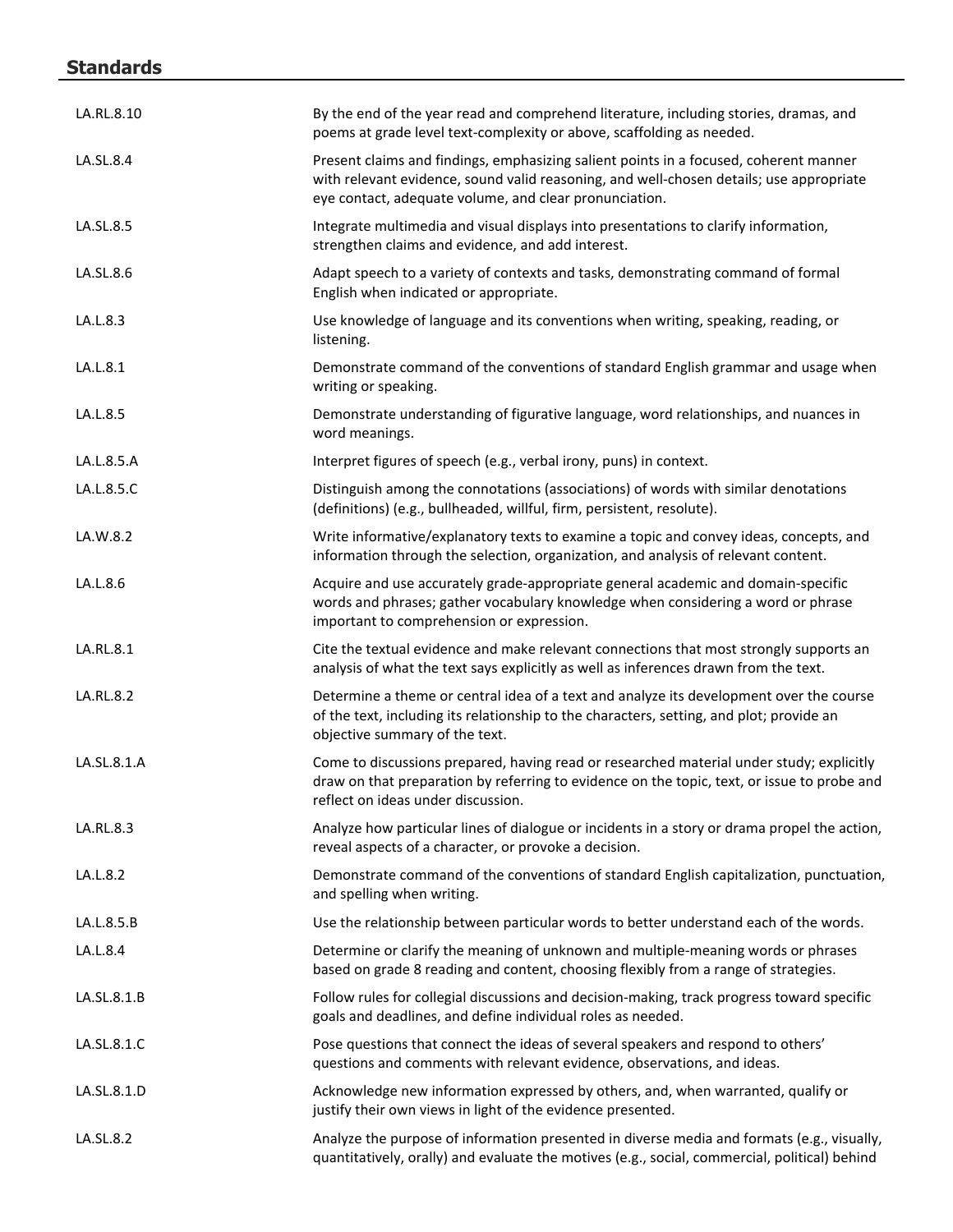## Standards

| | |
|---|---|
| LA.RL.8.10 | By the end of the year read and comprehend literature, including stories, dramas, and poems at grade level text-complexity or above, scaffolding as needed. |
| LA.SL.8.4 | Present claims and findings, emphasizing salient points in a focused, coherent manner with relevant evidence, sound valid reasoning, and well-chosen details; use appropriate eye contact, adequate volume, and clear pronunciation. |
| LA.SL.8.5 | Integrate multimedia and visual displays into presentations to clarify information, strengthen claims and evidence, and add interest. |
| LA.SL.8.6 | Adapt speech to a variety of contexts and tasks, demonstrating command of formal English when indicated or appropriate. |
| LA.L.8.3 | Use knowledge of language and its conventions when writing, speaking, reading, or listening. |
| LA.L.8.1 | Demonstrate command of the conventions of standard English grammar and usage when writing or speaking. |
| LA.L.8.5 | Demonstrate understanding of figurative language, word relationships, and nuances in word meanings. |
| LA.L.8.5.A | Interpret figures of speech (e.g., verbal irony, puns) in context. |
| LA.L.8.5.C | Distinguish among the connotations (associations) of words with similar denotations (definitions) (e.g., bullheaded, willful, firm, persistent, resolute). |
| LA.W.8.2 | Write informative/explanatory texts to examine a topic and convey ideas, concepts, and information through the selection, organization, and analysis of relevant content. |
| LA.L.8.6 | Acquire and use accurately grade-appropriate general academic and domain-specific words and phrases; gather vocabulary knowledge when considering a word or phrase important to comprehension or expression. |
| LA.RL.8.1 | Cite the textual evidence and make relevant connections that most strongly supports an analysis of what the text says explicitly as well as inferences drawn from the text. |
| LA.RL.8.2 | Determine a theme or central idea of a text and analyze its development over the course of the text, including its relationship to the characters, setting, and plot; provide an objective summary of the text. |
| LA.SL.8.1.A | Come to discussions prepared, having read or researched material under study; explicitly draw on that preparation by referring to evidence on the topic, text, or issue to probe and reflect on ideas under discussion. |
| LA.RL.8.3 | Analyze how particular lines of dialogue or incidents in a story or drama propel the action, reveal aspects of a character, or provoke a decision. |
| LA.L.8.2 | Demonstrate command of the conventions of standard English capitalization, punctuation, and spelling when writing. |
| LA.L.8.5.B | Use the relationship between particular words to better understand each of the words. |
| LA.L.8.4 | Determine or clarify the meaning of unknown and multiple-meaning words or phrases based on grade 8 reading and content, choosing flexibly from a range of strategies. |
| LA.SL.8.1.B | Follow rules for collegial discussions and decision-making, track progress toward specific goals and deadlines, and define individual roles as needed. |
| LA.SL.8.1.C | Pose questions that connect the ideas of several speakers and respond to others' questions and comments with relevant evidence, observations, and ideas. |
| LA.SL.8.1.D | Acknowledge new information expressed by others, and, when warranted, qualify or justify their own views in light of the evidence presented. |
| LA.SL.8.2 | Analyze the purpose of information presented in diverse media and formats (e.g., visually, quantitatively, orally) and evaluate the motives (e.g., social, commercial, political) behind |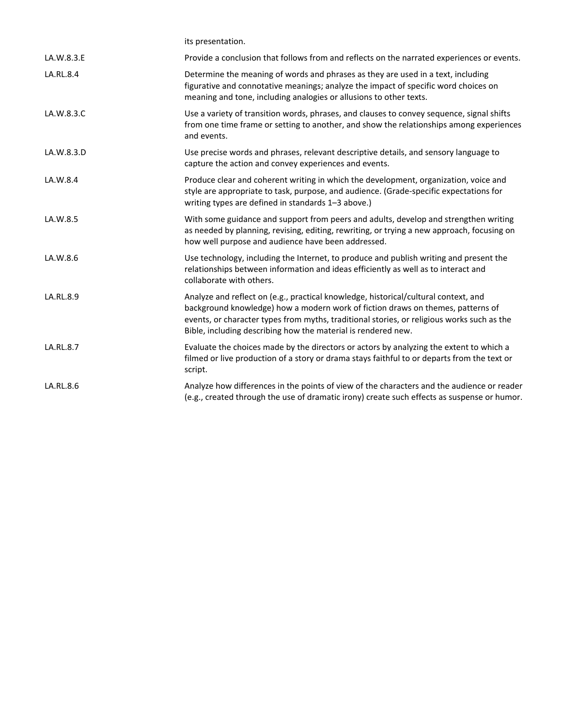| | |
|---|---|
| | its presentation. |
| LA.W.8.3.E | Provide a conclusion that follows from and reflects on the narrated experiences or events. |
| LA.RL.8.4 | Determine the meaning of words and phrases as they are used in a text, including figurative and connotative meanings; analyze the impact of specific word choices on meaning and tone, including analogies or allusions to other texts. |
| LA.W.8.3.C | Use a variety of transition words, phrases, and clauses to convey sequence, signal shifts from one time frame or setting to another, and show the relationships among experiences and events. |
| LA.W.8.3.D | Use precise words and phrases, relevant descriptive details, and sensory language to capture the action and convey experiences and events. |
| LA.W.8.4 | Produce clear and coherent writing in which the development, organization, voice and style are appropriate to task, purpose, and audience. (Grade-specific expectations for writing types are defined in standards 1–3 above.) |
| LA.W.8.5 | With some guidance and support from peers and adults, develop and strengthen writing as needed by planning, revising, editing, rewriting, or trying a new approach, focusing on how well purpose and audience have been addressed. |
| LA.W.8.6 | Use technology, including the Internet, to produce and publish writing and present the relationships between information and ideas efficiently as well as to interact and collaborate with others. |
| LA.RL.8.9 | Analyze and reflect on (e.g., practical knowledge, historical/cultural context, and background knowledge) how a modern work of fiction draws on themes, patterns of events, or character types from myths, traditional stories, or religious works such as the Bible, including describing how the material is rendered new. |
| LA.RL.8.7 | Evaluate the choices made by the directors or actors by analyzing the extent to which a filmed or live production of a story or drama stays faithful to or departs from the text or script. |
| LA.RL.8.6 | Analyze how differences in the points of view of the characters and the audience or reader (e.g., created through the use of dramatic irony) create such effects as suspense or humor. |